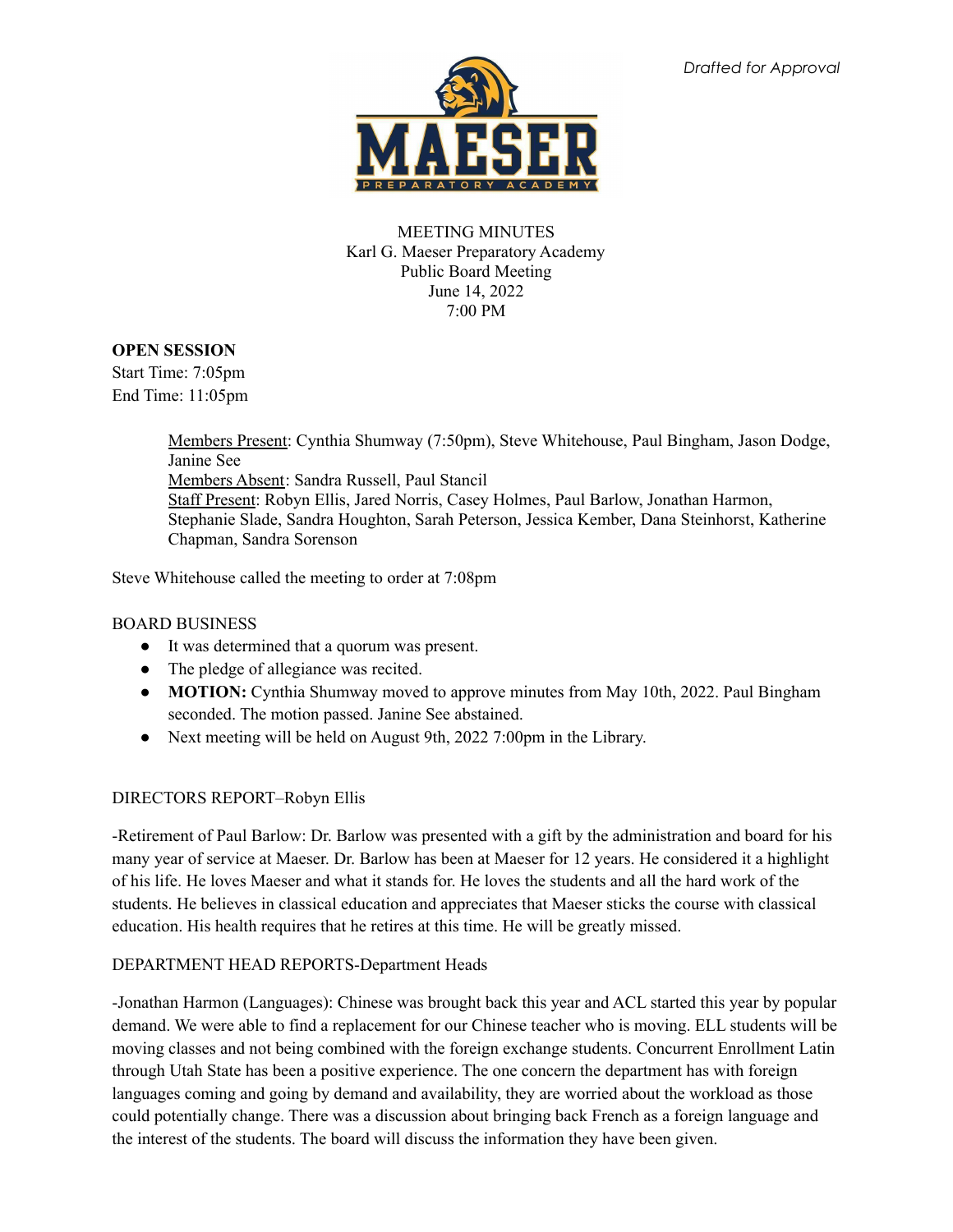*Drafted for Approval*

MEETING MINUTES
Karl G. Maeser Preparatory Academy
Public Board Meeting
June 14, 2022
7:00 PM

**OPEN SESSION**
Start Time: 7:05pm
End Time: 11:05pm

> Members Present: Cynthia Shumway (7:50pm), Steve Whitehouse, Paul Bingham, Jason Dodge, Janine See
> Members Absent: Sandra Russell, Paul Stancil
> Staff Present: Robyn Ellis, Jared Norris, Casey Holmes, Paul Barlow, Jonathan Harmon, Stephanie Slade, Sandra Houghton, Sarah Peterson, Jessica Kember, Dana Steinhorst, Katherine Chapman, Sandra Sorenson

Steve Whitehouse called the meeting to order at 7:08pm

BOARD BUSINESS

- It was determined that a quorum was present.
- The pledge of allegiance was recited.
- **MOTION:** Cynthia Shumway moved to approve minutes from May 10th, 2022. Paul Bingham seconded. The motion passed. Janine See abstained.
- Next meeting will be held on August 9th, 2022 7:00pm in the Library.

DIRECTORS REPORT–Robyn Ellis

-Retirement of Paul Barlow: Dr. Barlow was presented with a gift by the administration and board for his many year of service at Maeser. Dr. Barlow has been at Maeser for 12 years. He considered it a highlight of his life. He loves Maeser and what it stands for. He loves the students and all the hard work of the students. He believes in classical education and appreciates that Maeser sticks the course with classical education. His health requires that he retires at this time. He will be greatly missed.

DEPARTMENT HEAD REPORTS-Department Heads

-Jonathan Harmon (Languages): Chinese was brought back this year and ACL started this year by popular demand. We were able to find a replacement for our Chinese teacher who is moving. ELL students will be moving classes and not being combined with the foreign exchange students. Concurrent Enrollment Latin through Utah State has been a positive experience. The one concern the department has with foreign languages coming and going by demand and availability, they are worried about the workload as those could potentially change. There was a discussion about bringing back French as a foreign language and the interest of the students. The board will discuss the information they have been given.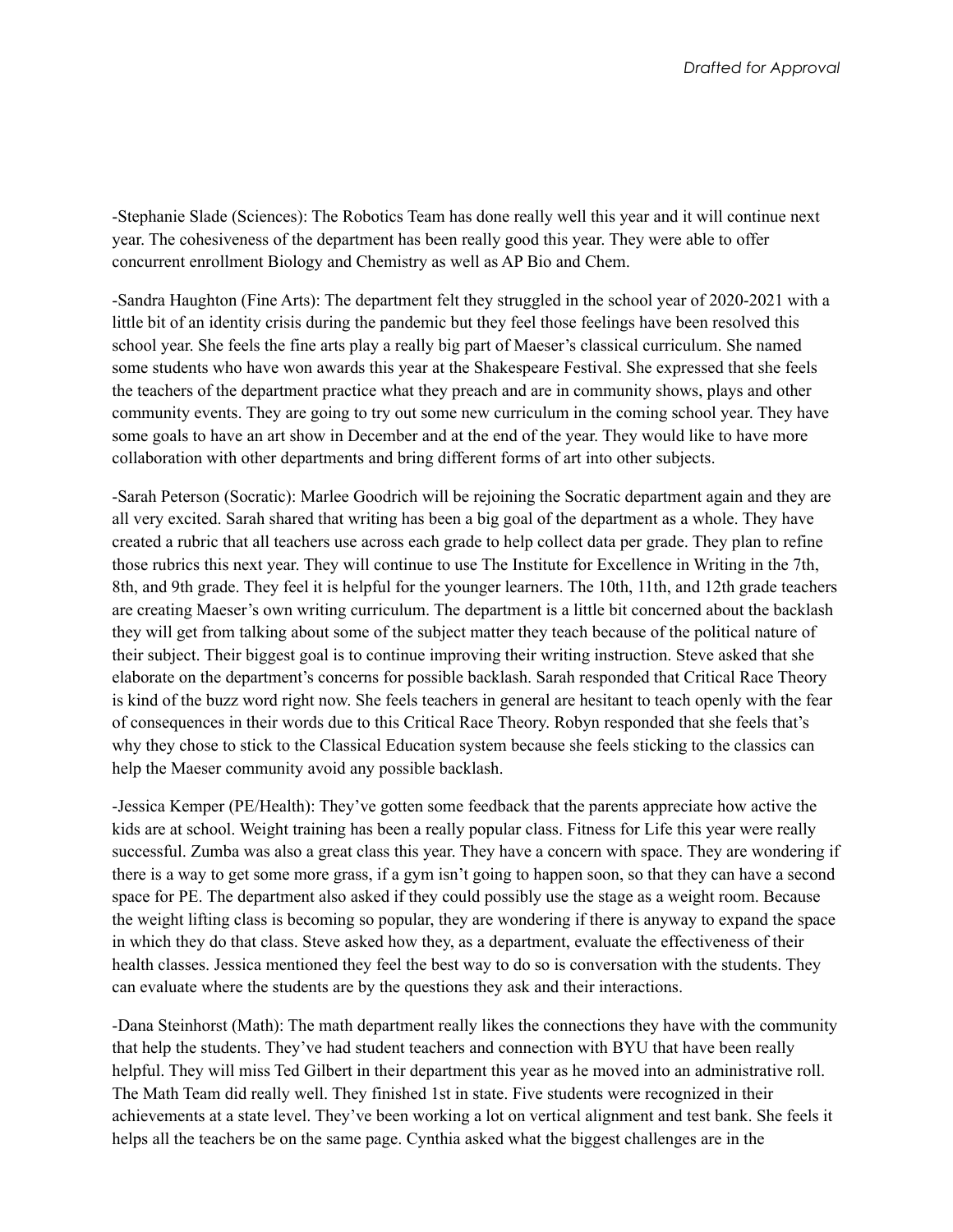-Stephanie Slade (Sciences): The Robotics Team has done really well this year and it will continue next year. The cohesiveness of the department has been really good this year. They were able to offer concurrent enrollment Biology and Chemistry as well as AP Bio and Chem.

-Sandra Haughton (Fine Arts): The department felt they struggled in the school year of 2020-2021 with a little bit of an identity crisis during the pandemic but they feel those feelings have been resolved this school year. She feels the fine arts play a really big part of Maeser's classical curriculum. She named some students who have won awards this year at the Shakespeare Festival. She expressed that she feels the teachers of the department practice what they preach and are in community shows, plays and other community events. They are going to try out some new curriculum in the coming school year. They have some goals to have an art show in December and at the end of the year. They would like to have more collaboration with other departments and bring different forms of art into other subjects.

-Sarah Peterson (Socratic): Marlee Goodrich will be rejoining the Socratic department again and they are all very excited. Sarah shared that writing has been a big goal of the department as a whole. They have created a rubric that all teachers use across each grade to help collect data per grade. They plan to refine those rubrics this next year. They will continue to use The Institute for Excellence in Writing in the 7th, 8th, and 9th grade. They feel it is helpful for the younger learners. The 10th, 11th, and 12th grade teachers are creating Maeser's own writing curriculum. The department is a little bit concerned about the backlash they will get from talking about some of the subject matter they teach because of the political nature of their subject. Their biggest goal is to continue improving their writing instruction. Steve asked that she elaborate on the department's concerns for possible backlash. Sarah responded that Critical Race Theory is kind of the buzz word right now. She feels teachers in general are hesitant to teach openly with the fear of consequences in their words due to this Critical Race Theory. Robyn responded that she feels that's why they chose to stick to the Classical Education system because she feels sticking to the classics can help the Maeser community avoid any possible backlash.

-Jessica Kemper (PE/Health): They've gotten some feedback that the parents appreciate how active the kids are at school. Weight training has been a really popular class. Fitness for Life this year were really successful. Zumba was also a great class this year. They have a concern with space. They are wondering if there is a way to get some more grass, if a gym isn't going to happen soon, so that they can have a second space for PE. The department also asked if they could possibly use the stage as a weight room. Because the weight lifting class is becoming so popular, they are wondering if there is anyway to expand the space in which they do that class. Steve asked how they, as a department, evaluate the effectiveness of their health classes. Jessica mentioned they feel the best way to do so is conversation with the students. They can evaluate where the students are by the questions they ask and their interactions.

-Dana Steinhorst (Math): The math department really likes the connections they have with the community that help the students. They've had student teachers and connection with BYU that have been really helpful. They will miss Ted Gilbert in their department this year as he moved into an administrative roll. The Math Team did really well. They finished 1st in state. Five students were recognized in their achievements at a state level. They've been working a lot on vertical alignment and test bank. She feels it helps all the teachers be on the same page. Cynthia asked what the biggest challenges are in the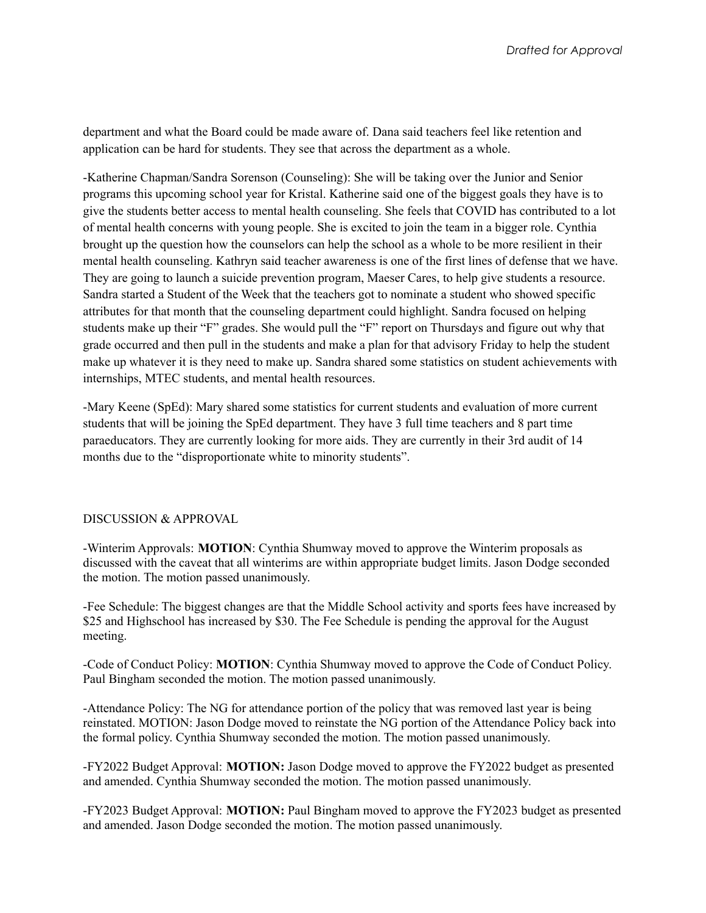department and what the Board could be made aware of. Dana said teachers feel like retention and application can be hard for students. They see that across the department as a whole.

-Katherine Chapman/Sandra Sorenson (Counseling): She will be taking over the Junior and Senior programs this upcoming school year for Kristal. Katherine said one of the biggest goals they have is to give the students better access to mental health counseling. She feels that COVID has contributed to a lot of mental health concerns with young people. She is excited to join the team in a bigger role. Cynthia brought up the question how the counselors can help the school as a whole to be more resilient in their mental health counseling. Kathryn said teacher awareness is one of the first lines of defense that we have. They are going to launch a suicide prevention program, Maeser Cares, to help give students a resource. Sandra started a Student of the Week that the teachers got to nominate a student who showed specific attributes for that month that the counseling department could highlight. Sandra focused on helping students make up their "F" grades. She would pull the "F" report on Thursdays and figure out why that grade occurred and then pull in the students and make a plan for that advisory Friday to help the student make up whatever it is they need to make up. Sandra shared some statistics on student achievements with internships, MTEC students, and mental health resources.

-Mary Keene (SpEd): Mary shared some statistics for current students and evaluation of more current students that will be joining the SpEd department. They have 3 full time teachers and 8 part time paraeducators. They are currently looking for more aids. They are currently in their 3rd audit of 14 months due to the "disproportionate white to minority students".

DISCUSSION & APPROVAL

-Winterim Approvals: **MOTION**: Cynthia Shumway moved to approve the Winterim proposals as discussed with the caveat that all winterims are within appropriate budget limits. Jason Dodge seconded the motion. The motion passed unanimously.

-Fee Schedule: The biggest changes are that the Middle School activity and sports fees have increased by $25 and Highschool has increased by $30. The Fee Schedule is pending the approval for the August meeting.

-Code of Conduct Policy: **MOTION**: Cynthia Shumway moved to approve the Code of Conduct Policy. Paul Bingham seconded the motion. The motion passed unanimously.

-Attendance Policy: The NG for attendance portion of the policy that was removed last year is being reinstated. MOTION: Jason Dodge moved to reinstate the NG portion of the Attendance Policy back into the formal policy. Cynthia Shumway seconded the motion. The motion passed unanimously.

-FY2022 Budget Approval: **MOTION:** Jason Dodge moved to approve the FY2022 budget as presented and amended. Cynthia Shumway seconded the motion. The motion passed unanimously.

-FY2023 Budget Approval: **MOTION:** Paul Bingham moved to approve the FY2023 budget as presented and amended. Jason Dodge seconded the motion. The motion passed unanimously.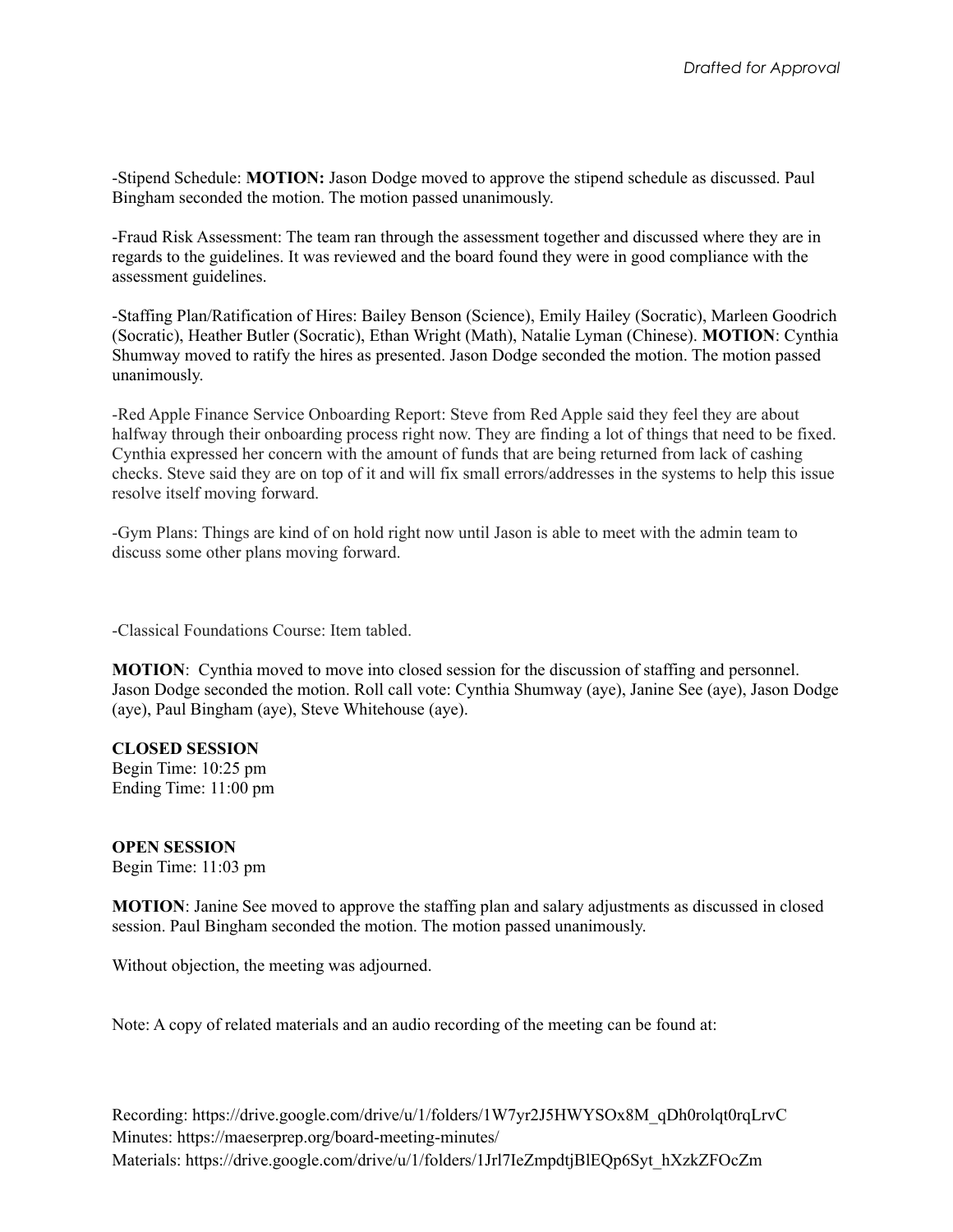-Stipend Schedule: **MOTION:** Jason Dodge moved to approve the stipend schedule as discussed. Paul Bingham seconded the motion. The motion passed unanimously.

-Fraud Risk Assessment: The team ran through the assessment together and discussed where they are in regards to the guidelines. It was reviewed and the board found they were in good compliance with the assessment guidelines.

-Staffing Plan/Ratification of Hires: Bailey Benson (Science), Emily Hailey (Socratic), Marleen Goodrich (Socratic), Heather Butler (Socratic), Ethan Wright (Math), Natalie Lyman (Chinese). **MOTION**: Cynthia Shumway moved to ratify the hires as presented. Jason Dodge seconded the motion. The motion passed unanimously.

-Red Apple Finance Service Onboarding Report: Steve from Red Apple said they feel they are about halfway through their onboarding process right now. They are finding a lot of things that need to be fixed. Cynthia expressed her concern with the amount of funds that are being returned from lack of cashing checks. Steve said they are on top of it and will fix small errors/addresses in the systems to help this issue resolve itself moving forward.

-Gym Plans: Things are kind of on hold right now until Jason is able to meet with the admin team to discuss some other plans moving forward.

-Classical Foundations Course: Item tabled.

**MOTION**: Cynthia moved to move into closed session for the discussion of staffing and personnel. Jason Dodge seconded the motion. Roll call vote: Cynthia Shumway (aye), Janine See (aye), Jason Dodge (aye), Paul Bingham (aye), Steve Whitehouse (aye).

**CLOSED SESSION**
Begin Time: 10:25 pm
Ending Time: 11:00 pm

**OPEN SESSION**
Begin Time: 11:03 pm

**MOTION**: Janine See moved to approve the staffing plan and salary adjustments as discussed in closed session. Paul Bingham seconded the motion. The motion passed unanimously.

Without objection, the meeting was adjourned.

Note: A copy of related materials and an audio recording of the meeting can be found at:

Recording: https://drive.google.com/drive/u/1/folders/1W7yr2J5HWYSOx8M_qDh0rolqt0rqLrvC
Minutes: https://maeserprep.org/board-meeting-minutes/
Materials: https://drive.google.com/drive/u/1/folders/1Jrl7IeZmpdtjBlEQp6Syt_hXzkZFOcZm